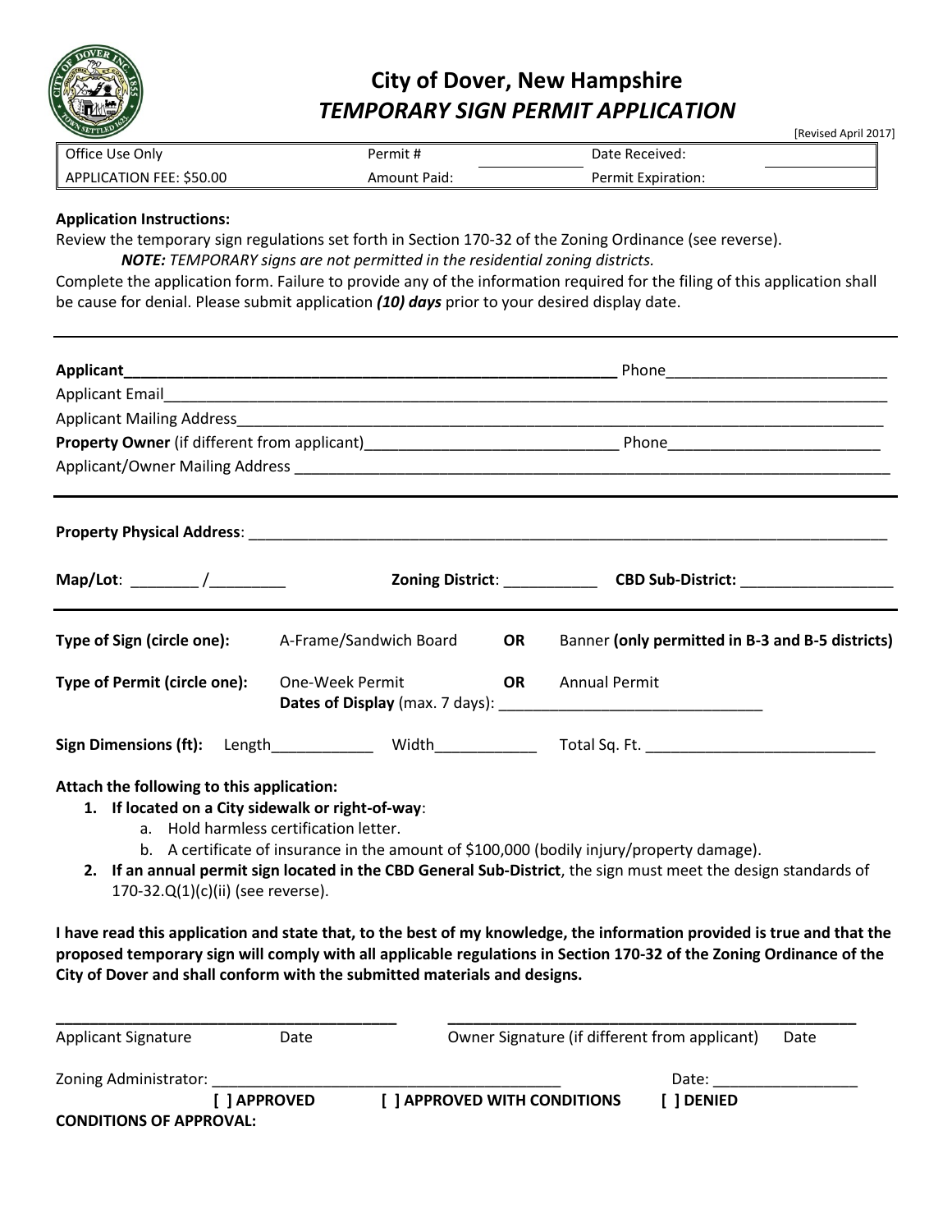# City of Dover, New Hampshire
## *TEMPORARY SIGN PERMIT APPLICATION*

[Revised April 2017]

| Office Use Only | Permit # | | Date Received: | |
|---|---|---|---|---|
| APPLICATION FEE: $50.00 | Amount Paid: | | Permit Expiration: | |

**Application Instructions:**
Review the temporary sign regulations set forth in Section 170-32 of the Zoning Ordinance (see reverse).
***NOTE:*** *TEMPORARY signs are not permitted in the residential zoning districts.*
Complete the application form. Failure to provide any of the information required for the filing of this application shall be cause for denial. Please submit application ***(10) days*** prior to your desired display date.

---

**Applicant**\_\_\_\_\_\_\_\_\_\_\_\_\_\_\_\_\_\_\_\_\_\_\_\_\_\_\_\_\_\_\_\_\_\_\_\_\_\_\_\_\_\_\_\_\_\_\_\_\_\_\_\_\_\_\_\_\_\_\_\_ Phone\_\_\_\_\_\_\_\_\_\_\_\_\_\_\_\_\_\_\_\_\_\_\_\_\_\_

Applicant Email\_\_\_\_\_\_\_\_\_\_\_\_\_\_\_\_\_\_\_\_\_\_\_\_\_\_\_\_\_\_\_\_\_\_\_\_\_\_\_\_\_\_\_\_\_\_\_\_\_\_\_\_\_\_\_\_\_\_\_\_\_\_\_\_\_\_\_\_\_\_\_\_\_\_\_\_\_\_\_\_\_\_\_\_\_\_\_\_\_

Applicant Mailing Address\_\_\_\_\_\_\_\_\_\_\_\_\_\_\_\_\_\_\_\_\_\_\_\_\_\_\_\_\_\_\_\_\_\_\_\_\_\_\_\_\_\_\_\_\_\_\_\_\_\_\_\_\_\_\_\_\_\_\_\_\_\_\_\_\_\_\_\_\_\_\_\_\_\_\_\_\_\_\_\_

**Property Owner** (if different from applicant)\_\_\_\_\_\_\_\_\_\_\_\_\_\_\_\_\_\_\_\_\_\_\_\_\_\_\_\_\_\_ Phone\_\_\_\_\_\_\_\_\_\_\_\_\_\_\_\_\_\_\_\_\_\_\_\_\_\_

Applicant/Owner Mailing Address \_\_\_\_\_\_\_\_\_\_\_\_\_\_\_\_\_\_\_\_\_\_\_\_\_\_\_\_\_\_\_\_\_\_\_\_\_\_\_\_\_\_\_\_\_\_\_\_\_\_\_\_\_\_\_\_\_\_\_\_\_\_\_\_\_\_\_\_\_\_\_\_\_\_\_

---

**Property Physical Address**: \_\_\_\_\_\_\_\_\_\_\_\_\_\_\_\_\_\_\_\_\_\_\_\_\_\_\_\_\_\_\_\_\_\_\_\_\_\_\_\_\_\_\_\_\_\_\_\_\_\_\_\_\_\_\_\_\_\_\_\_\_\_\_\_\_\_\_\_\_\_\_\_\_\_\_\_\_\_

**Map/Lot**: \_\_\_\_\_\_\_\_ /\_\_\_\_\_\_\_\_\_ **Zoning District**: \_\_\_\_\_\_\_\_\_\_\_ **CBD Sub-District**: \_\_\_\_\_\_\_\_\_\_\_\_\_\_\_\_\_\_\_

---

**Type of Sign (circle one):** A-Frame/Sandwich Board **OR** Banner **(only permitted in B-3 and B-5 districts)**

**Type of Permit (circle one):** One-Week Permit **OR** Annual Permit
**Dates of Display** (max. 7 days): \_\_\_\_\_\_\_\_\_\_\_\_\_\_\_\_\_\_\_\_\_\_\_\_\_\_\_\_\_\_\_

**Sign Dimensions (ft):** Length\_\_\_\_\_\_\_\_\_\_\_\_ Width\_\_\_\_\_\_\_\_\_\_\_\_ Total Sq. Ft. \_\_\_\_\_\_\_\_\_\_\_\_\_\_\_\_\_\_\_\_\_\_\_\_\_\_\_

**Attach the following to this application:**

1. **If located on a City sidewalk or right-of-way**:
   a. Hold harmless certification letter.
   b. A certificate of insurance in the amount of $100,000 (bodily injury/property damage).
2. **If an annual permit sign located in the CBD General Sub-District**, the sign must meet the design standards of 170-32.Q(1)(c)(ii) (see reverse).

**I have read this application and state that, to the best of my knowledge, the information provided is true and that the proposed temporary sign will comply with all applicable regulations in Section 170-32 of the Zoning Ordinance of the City of Dover and shall conform with the submitted materials and designs.**

\_\_\_\_\_\_\_\_\_\_\_\_\_\_\_\_\_\_\_\_\_\_\_\_\_\_\_\_\_\_\_\_\_\_\_\_\_\_\_\_ \_\_\_\_\_\_\_\_\_\_\_\_\_\_\_\_\_\_\_\_\_\_\_\_\_\_\_\_\_\_\_\_\_\_\_\_\_\_\_\_\_\_\_\_\_\_\_\_\_\_
Applicant Signature Date Owner Signature (if different from applicant) Date

Zoning Administrator: \_\_\_\_\_\_\_\_\_\_\_\_\_\_\_\_\_\_\_\_\_\_\_\_\_\_\_\_\_\_\_\_\_\_\_\_\_\_\_\_\_\_ Date: \_\_\_\_\_\_\_\_\_\_\_\_\_\_\_\_\_\_

**[ ] APPROVED** **[ ] APPROVED WITH CONDITIONS** **[ ] DENIED**

**CONDITIONS OF APPROVAL:**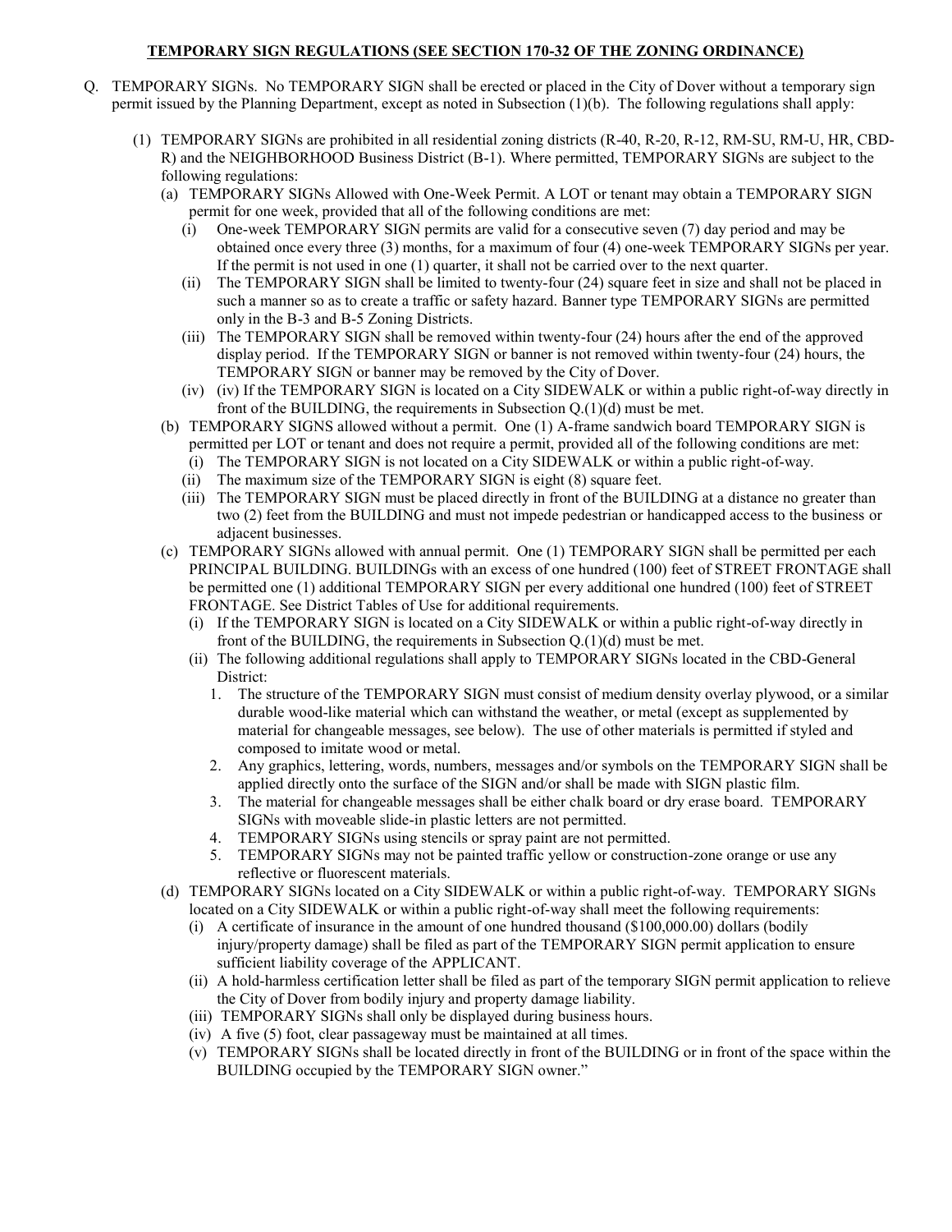**TEMPORARY SIGN REGULATIONS (SEE SECTION 170-32 OF THE ZONING ORDINANCE)**

Q. TEMPORARY SIGNs. No TEMPORARY SIGN shall be erected or placed in the City of Dover without a temporary sign permit issued by the Planning Department, except as noted in Subsection (1)(b). The following regulations shall apply:

(1) TEMPORARY SIGNs are prohibited in all residential zoning districts (R-40, R-20, R-12, RM-SU, RM-U, HR, CBD-R) and the NEIGHBORHOOD Business District (B-1). Where permitted, TEMPORARY SIGNs are subject to the following regulations:

(a) TEMPORARY SIGNs Allowed with One-Week Permit. A LOT or tenant may obtain a TEMPORARY SIGN permit for one week, provided that all of the following conditions are met:

(i) One-week TEMPORARY SIGN permits are valid for a consecutive seven (7) day period and may be obtained once every three (3) months, for a maximum of four (4) one-week TEMPORARY SIGNs per year. If the permit is not used in one (1) quarter, it shall not be carried over to the next quarter.

(ii) The TEMPORARY SIGN shall be limited to twenty-four (24) square feet in size and shall not be placed in such a manner so as to create a traffic or safety hazard. Banner type TEMPORARY SIGNs are permitted only in the B-3 and B-5 Zoning Districts.

(iii) The TEMPORARY SIGN shall be removed within twenty-four (24) hours after the end of the approved display period. If the TEMPORARY SIGN or banner is not removed within twenty-four (24) hours, the TEMPORARY SIGN or banner may be removed by the City of Dover.

(iv) (iv) If the TEMPORARY SIGN is located on a City SIDEWALK or within a public right-of-way directly in front of the BUILDING, the requirements in Subsection Q.(1)(d) must be met.

(b) TEMPORARY SIGNS allowed without a permit. One (1) A-frame sandwich board TEMPORARY SIGN is permitted per LOT or tenant and does not require a permit, provided all of the following conditions are met:

(i) The TEMPORARY SIGN is not located on a City SIDEWALK or within a public right-of-way.

(ii) The maximum size of the TEMPORARY SIGN is eight (8) square feet.

(iii) The TEMPORARY SIGN must be placed directly in front of the BUILDING at a distance no greater than two (2) feet from the BUILDING and must not impede pedestrian or handicapped access to the business or adjacent businesses.

(c) TEMPORARY SIGNs allowed with annual permit. One (1) TEMPORARY SIGN shall be permitted per each PRINCIPAL BUILDING. BUILDINGs with an excess of one hundred (100) feet of STREET FRONTAGE shall be permitted one (1) additional TEMPORARY SIGN per every additional one hundred (100) feet of STREET FRONTAGE. See District Tables of Use for additional requirements.

(i) If the TEMPORARY SIGN is located on a City SIDEWALK or within a public right-of-way directly in front of the BUILDING, the requirements in Subsection Q.(1)(d) must be met.

(ii) The following additional regulations shall apply to TEMPORARY SIGNs located in the CBD-General District:

1. The structure of the TEMPORARY SIGN must consist of medium density overlay plywood, or a similar durable wood-like material which can withstand the weather, or metal (except as supplemented by material for changeable messages, see below). The use of other materials is permitted if styled and composed to imitate wood or metal.
2. Any graphics, lettering, words, numbers, messages and/or symbols on the TEMPORARY SIGN shall be applied directly onto the surface of the SIGN and/or shall be made with SIGN plastic film.
3. The material for changeable messages shall be either chalk board or dry erase board. TEMPORARY SIGNs with moveable slide-in plastic letters are not permitted.
4. TEMPORARY SIGNs using stencils or spray paint are not permitted.
5. TEMPORARY SIGNs may not be painted traffic yellow or construction-zone orange or use any reflective or fluorescent materials.

(d) TEMPORARY SIGNs located on a City SIDEWALK or within a public right-of-way. TEMPORARY SIGNs located on a City SIDEWALK or within a public right-of-way shall meet the following requirements:

(i) A certificate of insurance in the amount of one hundred thousand ($100,000.00) dollars (bodily injury/property damage) shall be filed as part of the TEMPORARY SIGN permit application to ensure sufficient liability coverage of the APPLICANT.

(ii) A hold-harmless certification letter shall be filed as part of the temporary SIGN permit application to relieve the City of Dover from bodily injury and property damage liability.

(iii) TEMPORARY SIGNs shall only be displayed during business hours.

(iv) A five (5) foot, clear passageway must be maintained at all times.

(v) TEMPORARY SIGNs shall be located directly in front of the BUILDING or in front of the space within the BUILDING occupied by the TEMPORARY SIGN owner."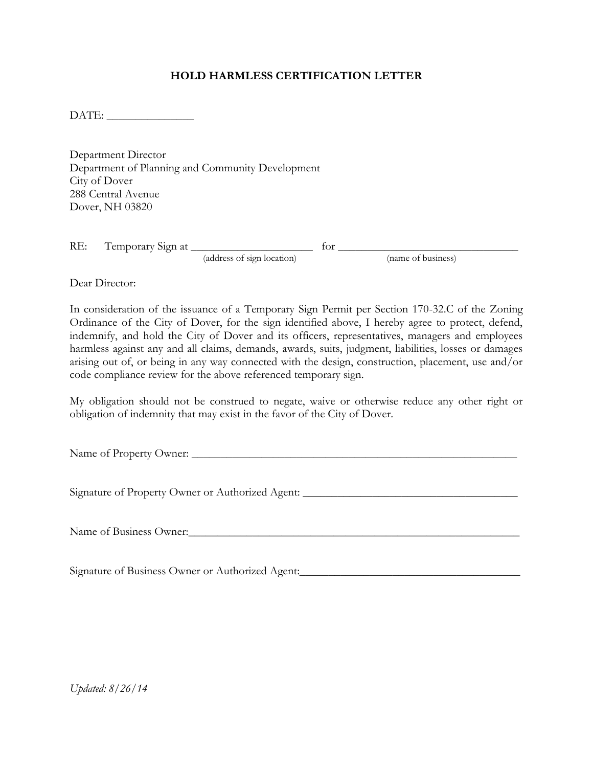# HOLD HARMLESS CERTIFICATION LETTER

DATE: _______________

Department Director
Department of Planning and Community Development
City of Dover
288 Central Avenue
Dover, NH 03820

RE: Temporary Sign at ______________________ for ________________________________
(address of sign location) (name of business)

Dear Director:

In consideration of the issuance of a Temporary Sign Permit per Section 170-32.C of the Zoning Ordinance of the City of Dover, for the sign identified above, I hereby agree to protect, defend, indemnify, and hold the City of Dover and its officers, representatives, managers and employees harmless against any and all claims, demands, awards, suits, judgment, liabilities, losses or damages arising out of, or being in any way connected with the design, construction, placement, use and/or code compliance review for the above referenced temporary sign.

My obligation should not be construed to negate, waive or otherwise reduce any other right or obligation of indemnity that may exist in the favor of the City of Dover.

Name of Property Owner: ___________________________________________________________

Signature of Property Owner or Authorized Agent: _____________________________________

Name of Business Owner:___________________________________________________________

Signature of Business Owner or Authorized Agent:______________________________________

*Updated: 8/26/14*